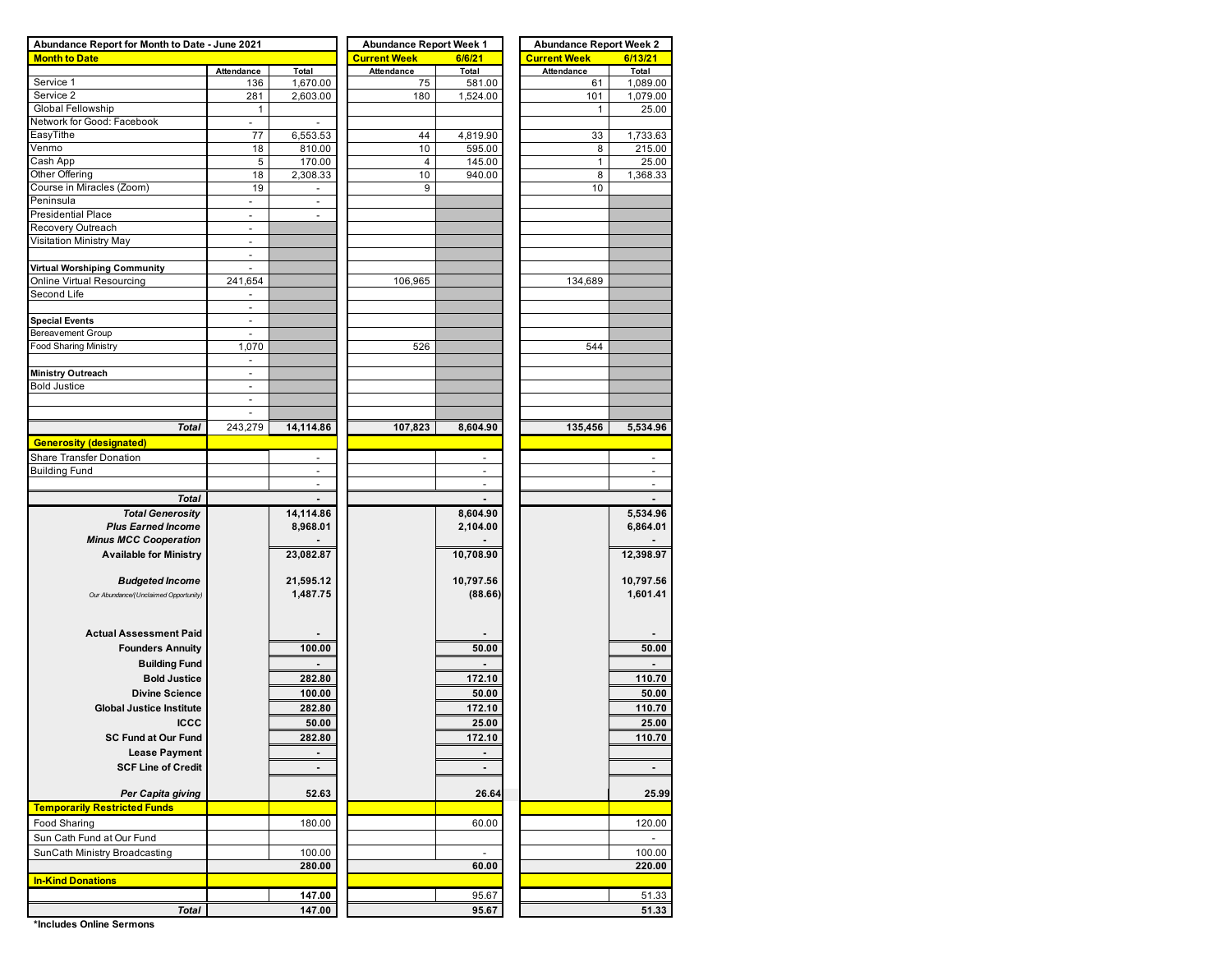| Abundance Report for Month to Date - June 2021 | | | Abundance Report Week 1 | | Abundance Report Week 2 | |
|---|---|---|---|---|---|---|
| **Month to Date** | | | **Current Week** | **6/6/21** | **Current Week** | **6/13/21** |
| | **Attendance** | **Total** | **Attendance** | **Total** | **Attendance** | **Total** |
| Service 1 | 136 | 1,670.00 | 75 | 581.00 | 61 | 1,089.00 |
| Service 2 | 281 | 2,603.00 | 180 | 1,524.00 | 101 | 1,079.00 |
| Global Fellowship | 1 | | | | 1 | 25.00 |
| Network for Good: Facebook | - | - | | | | |
| EasyTithe | 77 | 6,553.53 | 44 | 4,819.90 | 33 | 1,733.63 |
| Venmo | 18 | 810.00 | 10 | 595.00 | 8 | 215.00 |
| Cash App | 5 | 170.00 | 4 | 145.00 | 1 | 25.00 |
| Other Offering | 18 | 2,308.33 | 10 | 940.00 | 8 | 1,368.33 |
| Course in Miracles (Zoom) | 19 | - | 9 | | 10 | |
| Peninsula | - | - | | | | |
| Presidential Place | - | - | | | | |
| Recovery Outreach | - | | | | | |
| Visitation Ministry May | - | | | | | |
| | - | | | | | |
| **Virtual Worshiping Community** | - | | | | | |
| Online Virtual Resourcing | 241,654 | | 106,965 | | 134,689 | |
| Second Life | - | | | | | |
| | - | | | | | |
| **Special Events** | - | | | | | |
| Bereavement Group | - | | | | | |
| Food Sharing Ministry | 1,070 | | 526 | | 544 | |
| | - | | | | | |
| **Ministry Outreach** | - | | | | | |
| Bold Justice | - | | | | | |
| | - | | | | | |
| | - | | | | | |
| ***Total*** | 243,279 | **14,114.86** | **107,823** | **8,604.90** | **135,456** | **5,534.96** |
| **Generosity (designated)** | | | | | | |
| Share Transfer Donation | | - | | - | | - |
| Building Fund | | - | | - | | - |
| | | - | | - | | - |
| ***Total*** | | **-** | | **-** | | **-** |
| ***Total Generosity*** | | **14,114.86** | | **8,604.90** | | **5,534.96** |
| ***Plus Earned Income*** | | **8,968.01** | | **2,104.00** | | **6,864.01** |
| ***Minus MCC Cooperation*** | | **-** | | **-** | | **-** |
| **Available for Ministry** | | **23,082.87** | | **10,708.90** | | **12,398.97** |
| ***Budgeted Income*** | | **21,595.12** | | **10,797.56** | | **10,797.56** |
| *Our Abundance/(Unclaimed Opportunity)* | | **1,487.75** | | **(88.66)** | | **1,601.41** |
| **Actual Assessment Paid** | | **-** | | **-** | | **-** |
| **Founders Annuity** | | **100.00** | | **50.00** | | **50.00** |
| **Building Fund** | | **-** | | **-** | | **-** |
| **Bold Justice** | | **282.80** | | **172.10** | | **110.70** |
| **Divine Science** | | **100.00** | | **50.00** | | **50.00** |
| **Global Justice Institute** | | **282.80** | | **172.10** | | **110.70** |
| **ICCC** | | **50.00** | | **25.00** | | **25.00** |
| **SC Fund at Our Fund** | | **282.80** | | **172.10** | | **110.70** |
| **Lease Payment** | | **-** | | **-** | | |
| **SCF Line of Credit** | | **-** | | **-** | | **-** |
| ***Per Capita giving*** | | **52.63** | | **26.64** | | **25.99** |
| **Temporarily Restricted Funds** | | | | | | |
| Food Sharing | | 180.00 | | 60.00 | | 120.00 |
| Sun Cath Fund at Our Fund | | | | | | - |
| SunCath Ministry Broadcasting | | 100.00 | | - | | 100.00 |
| | | **280.00** | | **60.00** | | **220.00** |
| **In-Kind Donations** | | | | | | |
| | | **147.00** | | 95.67 | | 51.33 |
| ***Total*** | | **147.00** | | **95.67** | | **51.33** |

**\*Includes Online Sermons**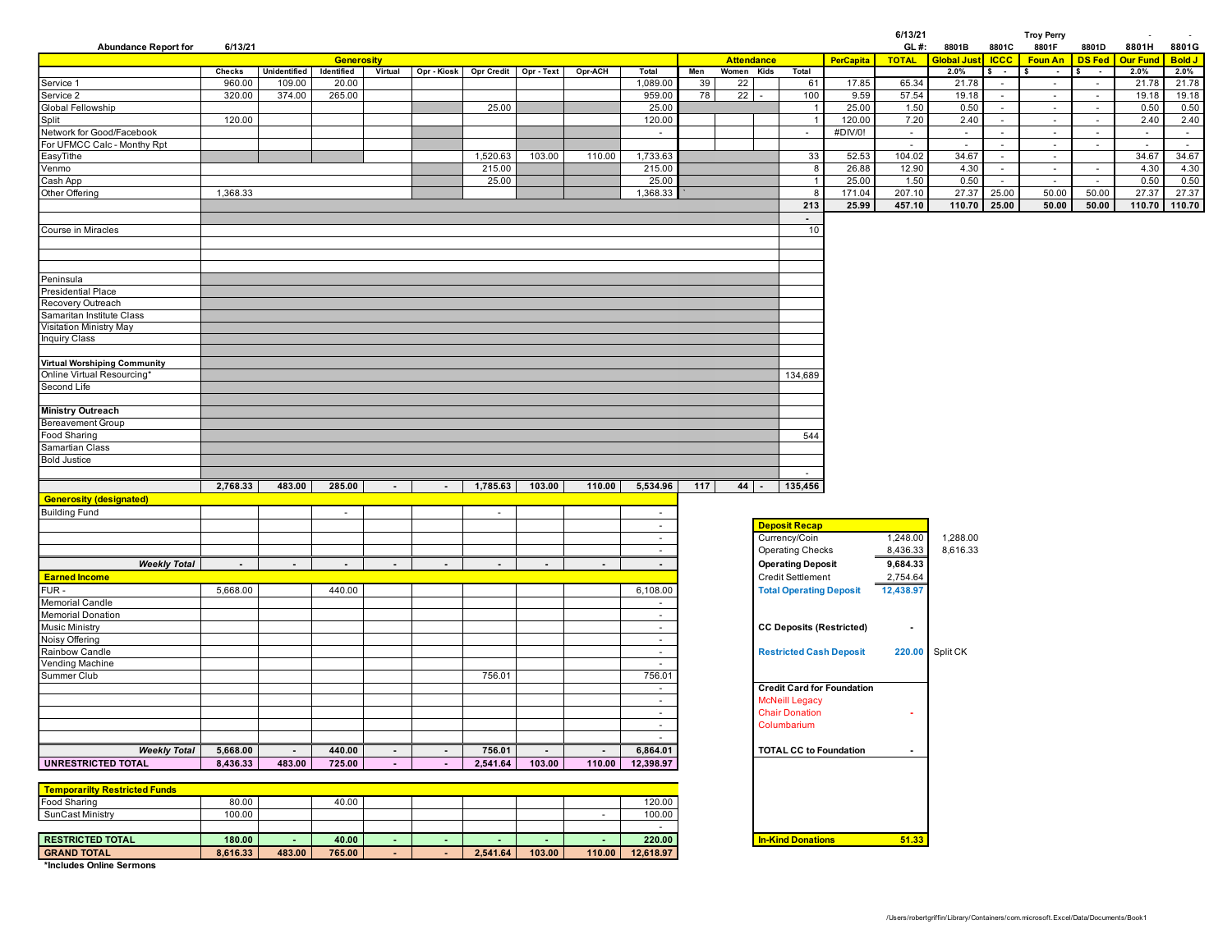**Abundance Report for** 6/13/21

| | Checks | Unidentified | Identified | Virtual | Opr - Kiosk | Opr Credit | Opr - Text | Opr-ACH | Total | Men | Women | Kids | Total | PerCapita | TOTAL | Global Just | ICCC | Foun An | DS Fed | Our Fund | Bold J |
|---|---|---|---|---|---|---|---|---|---|---|---|---|---|---|---|---|---|---|---|---|---|
| | **Generosity** | | | | | | | | | **Attendance** | | | | | 6/13/21 | | | Troy Perry | | - | - |
| | | | | | | | | | | | | | | GL #: | | 8801B | 8801C | 8801F | 8801D | 8801H | 8801G |
| | | | | | | | | | | | | | | | | 2.0% | $ - | $ - | $ - | 2.0% | 2.0% |
| Service 1 | 960.00 | 109.00 | 20.00 | | | | | | 1,089.00 | 39 | 22 | | 61 | 17.85 | 65.34 | 21.78 | - | - | - | 21.78 | 21.78 |
| Service 2 | 320.00 | 374.00 | 265.00 | | | | | | 959.00 | 78 | 22 | - | 100 | 9.59 | 57.54 | 19.18 | - | - | - | 19.18 | 19.18 |
| Global Fellowship | | | | | | 25.00 | | | 25.00 | | | | 1 | 25.00 | 1.50 | 0.50 | - | - | - | 0.50 | 0.50 |
| Split | 120.00 | | | | | | | | 120.00 | | | | 1 | 120.00 | 7.20 | 2.40 | - | - | - | 2.40 | 2.40 |
| Network for Good/Facebook | | | | | | | | | - | | | | - | #DIV/0! | - | - | - | - | - | - | - |
| For UFMCC Calc - Monthy Rpt | | | | | | | | | | | | | | | - | - | - | - | - | - | - |
| EasyTithe | | | | | | 1,520.63 | 103.00 | 110.00 | 1,733.63 | | | | 33 | 52.53 | 104.02 | 34.67 | - | - | | 34.67 | 34.67 |
| Venmo | | | | | | 215.00 | | | 215.00 | | | | 8 | 26.88 | 12.90 | 4.30 | - | - | - | 4.30 | 4.30 |
| Cash App | | | | | | 25.00 | | | 25.00 | | | | 1 | 25.00 | 1.50 | 0.50 | - | - | - | 0.50 | 0.50 |
| Other Offering | 1,368.33 | | | | | | | | 1,368.33 | | | | 8 | 171.04 | 207.10 | 27.37 | 25.00 | 50.00 | 50.00 | 27.37 | 27.37 |
| | | | | | | | | | | | | | **213** | **25.99** | **457.10** | **110.70** | **25.00** | **50.00** | **50.00** | **110.70** | **110.70** |
| | | | | | | | | | | | | | - | | | | | | | | |
| Course in Miracles | | | | | | | | | | | | | 10 | | | | | | | | |
| Peninsula | | | | | | | | | | | | | | | | | | | | | |
| Presidential Place | | | | | | | | | | | | | | | | | | | | | |
| Recovery Outreach | | | | | | | | | | | | | | | | | | | | | |
| Samaritan Institute Class | | | | | | | | | | | | | | | | | | | | | |
| Visitation Ministry May | | | | | | | | | | | | | | | | | | | | | |
| Inquiry Class | | | | | | | | | | | | | | | | | | | | | |
| **Virtual Worshiping Community** | | | | | | | | | | | | | | | | | | | | | |
| Online Virtual Resourcing* | | | | | | | | | | | | | 134,689 | | | | | | | | |
| Second Life | | | | | | | | | | | | | | | | | | | | | |
| **Ministry Outreach** | | | | | | | | | | | | | | | | | | | | | |
| Bereavement Group | | | | | | | | | | | | | | | | | | | | | |
| Food Sharing | | | | | | | | | | | | | 544 | | | | | | | | |
| Samartian Class | | | | | | | | | | | | | | | | | | | | | |
| Bold Justice | | | | | | | | | | | | | - | | | | | | | | |
| | **2,768.33** | **483.00** | **285.00** | **-** | **-** | **1,785.63** | **103.00** | **110.00** | **5,534.96** | **117** | **44** | **-** | **135,456** | | | | | | | | |

| **Generosity (designated)** | Checks | Unidentified | Identified | Virtual | Opr - Kiosk | Opr Credit | Opr - Text | Opr-ACH | Total |
|---|---|---|---|---|---|---|---|---|---|
| Building Fund | | | - | | | - | | | - |
| | | | | | | | | | - |
| | | | | | | | | | - |
| *Weekly Total* | **-** | **-** | **-** | **-** | **-** | **-** | **-** | **-** | **-** |
| **Earned Income** | | | | | | | | | |
| FUR - | 5,668.00 | | 440.00 | | | | | | 6,108.00 |
| Memorial Candle | | | | | | | | | - |
| Memorial Donation | | | | | | | | | - |
| Music Ministry | | | | | | | | | - |
| Noisy Offering | | | | | | | | | - |
| Rainbow Candle | | | | | | | | | - |
| Vending Machine | | | | | | | | | - |
| Summer Club | | | | | | 756.01 | | | 756.01 |
| | | | | | | | | | - |
| | | | | | | | | | - |
| | | | | | | | | | - |
| | | | | | | | | | - |
| *Weekly Total* | **5,668.00** | **-** | **440.00** | **-** | **-** | **756.01** | **-** | **-** | **6,864.01** |
| **UNRESTRICTED TOTAL** | **8,436.33** | **483.00** | **725.00** | **-** | **-** | **2,541.64** | **103.00** | **110.00** | **12,398.97** |
| **Temporarilty Restricted Funds** | | | | | | | | | |
| Food Sharing | 80.00 | | 40.00 | | | | | | 120.00 |
| SunCast Ministry | 100.00 | | | | | | | - | 100.00 |
| | | | | | | | | | - |
| **RESTRICTED TOTAL** | **180.00** | **-** | **40.00** | **-** | **-** | **-** | **-** | **-** | **220.00** |
| **GRAND TOTAL** | **8,616.33** | **483.00** | **765.00** | **-** | **-** | **2,541.64** | **103.00** | **110.00** | **12,618.97** |

***Includes Online Sermons**

| **Deposit Recap** | | |
|---|---|---|
| Currency/Coin | 1,248.00 | 1,288.00 |
| Operating Checks | 8,436.33 | 8,616.33 |
| **Operating Deposit** | **9,684.33** | |
| Credit Settlement | 2,754.64 | |
| **Total Operating Deposit** | **12,438.97** | |
| **CC Deposits (Restricted)** | **-** | |
| **Restricted Cash Deposit** | **220.00** | Split CK |
| **Credit Card for Foundation** | | |
| McNeill Legacy | | |
| Chair Donation | - | |
| Columbarium | | |
| **TOTAL CC to Foundation** | **-** | |
| **In-Kind Donations** | **51.33** | |

/Users/robertgriffin/Library/Containers/com.microsoft.Excel/Data/Documents/Book1